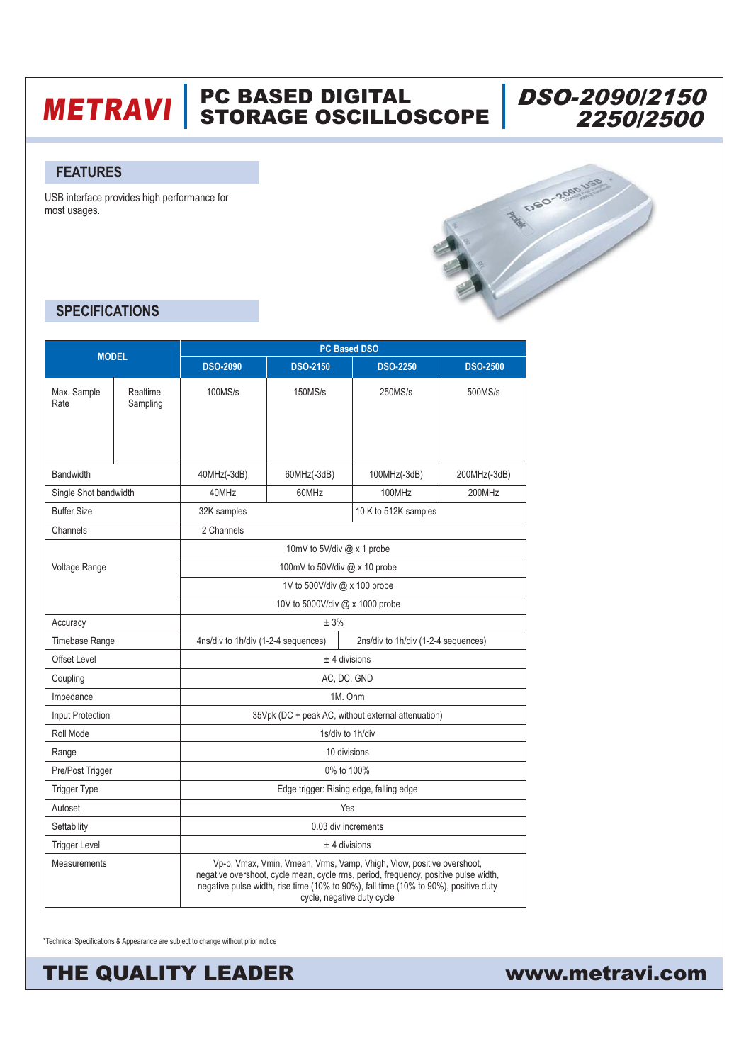# METRAVI

## PC BASED DIGITAL STORAGE OSCILLOSCOPE

## DSO-2090/2150 2250/2500

### FEATURES

USB interface provides high performance for most usages.

### SPECIFICATIONS

| MODEL | | PC Based DSO | | | |
|---|---|---|---|---|---|
| | | DSO-2090 | DSO-2150 | DSO-2250 | DSO-2500 |
| Max. Sample Rate | Realtime Sampling | 100MS/s | 150MS/s | 250MS/s | 500MS/s |
| Bandwidth | | 40MHz(-3dB) | 60MHz(-3dB) | 100MHz(-3dB) | 200MHz(-3dB) |
| Single Shot bandwidth | | 40MHz | 60MHz | 100MHz | 200MHz |
| Buffer Size | | 32K samples | | 10 K to 512K samples | |
| Channels | | 2 Channels | | | |
| Voltage Range | | 10mV to 5V/div @ x 1 probe | | | |
| | | 100mV to 50V/div @ x 10 probe | | | |
| | | 1V to 500V/div @ x 100 probe | | | |
| | | 10V to 5000V/div @ x 1000 probe | | | |
| Accuracy | | ± 3% | | | |
| Timebase Range | | 4ns/div to 1h/div (1-2-4 sequences) | | 2ns/div to 1h/div (1-2-4 sequences) | |
| Offset Level | | ± 4 divisions | | | |
| Coupling | | AC, DC, GND | | | |
| Impedance | | 1M. Ohm | | | |
| Input Protection | | 35Vpk (DC + peak AC, without external attenuation) | | | |
| Roll Mode | | 1s/div to 1h/div | | | |
| Range | | 10 divisions | | | |
| Pre/Post Trigger | | 0% to 100% | | | |
| Trigger Type | | Edge trigger: Rising edge, falling edge | | | |
| Autoset | | Yes | | | |
| Settability | | 0.03 div increments | | | |
| Trigger Level | | ± 4 divisions | | | |
| Measurements | | Vp-p, Vmax, Vmin, Vmean, Vrms, Vamp, Vhigh, Vlow, positive overshoot, negative overshoot, cycle mean, cycle rms, period, frequency, positive pulse width, negative pulse width, rise time (10% to 90%), fall time (10% to 90%), positive duty cycle, negative duty cycle | | | |

*Technical Specifications & Appearance are subject to change without prior notice

**THE QUALITY LEADER** www.metravi.com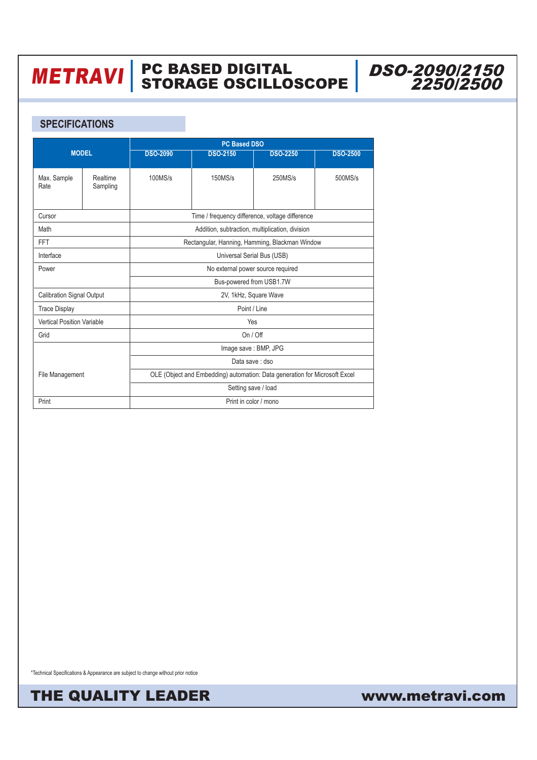## SPECIFICATIONS

| MODEL | | PC Based DSO | | | |
|---|---|---|---|---|---|
| | | DSO-2090 | DSO-2150 | DSO-2250 | DSO-2500 |
| Max. Sample Rate | Realtime Sampling | 100MS/s | 150MS/s | 250MS/s | 500MS/s |
| Cursor | | Time / frequency difference, voltage difference | | | |
| Math | | Addition, subtraction, multiplication, division | | | |
| FFT | | Rectangular, Hanning, Hamming, Blackman Window | | | |
| Interface | | Universal Serial Bus (USB) | | | |
| Power | | No external power source required | | | |
| | | Bus-powered from USB1.7W | | | |
| Calibration Signal Output | | 2V, 1kHz, Square Wave | | | |
| Trace Display | | Point / Line | | | |
| Vertical Position Variable | | Yes | | | |
| Grid | | On / Off | | | |
| File Management | | Image save : BMP, JPG | | | |
| | | Data save : dso | | | |
| | | OLE (Object and Embedding) automation: Data generation for Microsoft Excel | | | |
| | | Setting save / load | | | |
| Print | | Print in color / mono | | | |

*Technical Specifications & Appearance are subject to change without prior notice